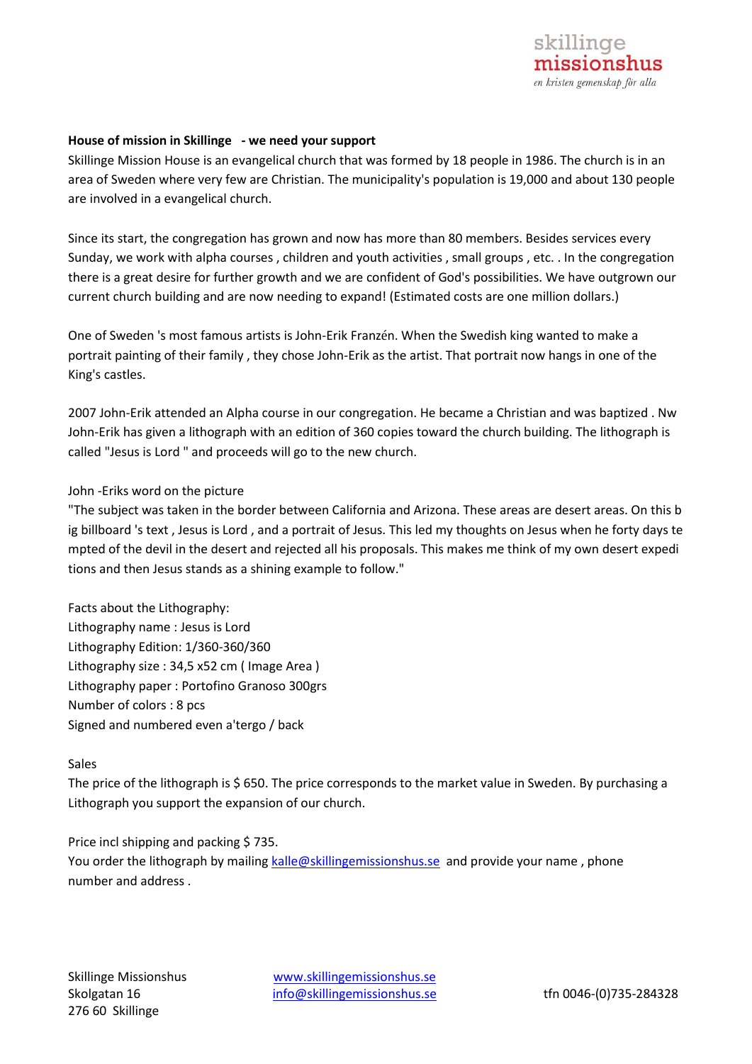skillinge missionshus
*en kristen gemenskap för alla*

**House of mission in Skillinge - we need your support**

Skillinge Mission House is an evangelical church that was formed by 18 people in 1986. The church is in an area of Sweden where very few are Christian. The municipality's population is 19,000 and about 130 people are involved in a evangelical church.

Since its start, the congregation has grown and now has more than 80 members. Besides services every Sunday, we work with alpha courses , children and youth activities , small groups , etc. . In the congregation there is a great desire for further growth and we are confident of God's possibilities. We have outgrown our current church building and are now needing to expand! (Estimated costs are one million dollars.)

One of Sweden 's most famous artists is John-Erik Franzén. When the Swedish king wanted to make a portrait painting of their family , they chose John-Erik as the artist. That portrait now hangs in one of the King's castles.

2007 John-Erik attended an Alpha course in our congregation. He became a Christian and was baptized . Nw John-Erik has given a lithograph with an edition of 360 copies toward the church building. The lithograph is called "Jesus is Lord " and proceeds will go to the new church.

John -Eriks word on the picture

"The subject was taken in the border between California and Arizona. These areas are desert areas. On this b ig billboard 's text , Jesus is Lord , and a portrait of Jesus. This led my thoughts on Jesus when he forty days te mpted of the devil in the desert and rejected all his proposals. This makes me think of my own desert expedi tions and then Jesus stands as a shining example to follow."

Facts about the Lithography:
Lithography name : Jesus is Lord
Lithography Edition: 1/360-360/360
Lithography size : 34,5 x52 cm ( Image Area )
Lithography paper : Portofino Granoso 300grs
Number of colors : 8 pcs
Signed and numbered even a'tergo / back

Sales

The price of the lithograph is $ 650. The price corresponds to the market value in Sweden. By purchasing a Lithograph you support the expansion of our church.

Price incl shipping and packing $ 735.
You order the lithograph by mailing kalle@skillingemissionshus.se and provide your name , phone number and address .

Skillinge Missionshus
Skolgatan 16
276 60 Skillinge

www.skillingemissionshus.se
info@skillingemissionshus.se

tfn 0046-(0)735-284328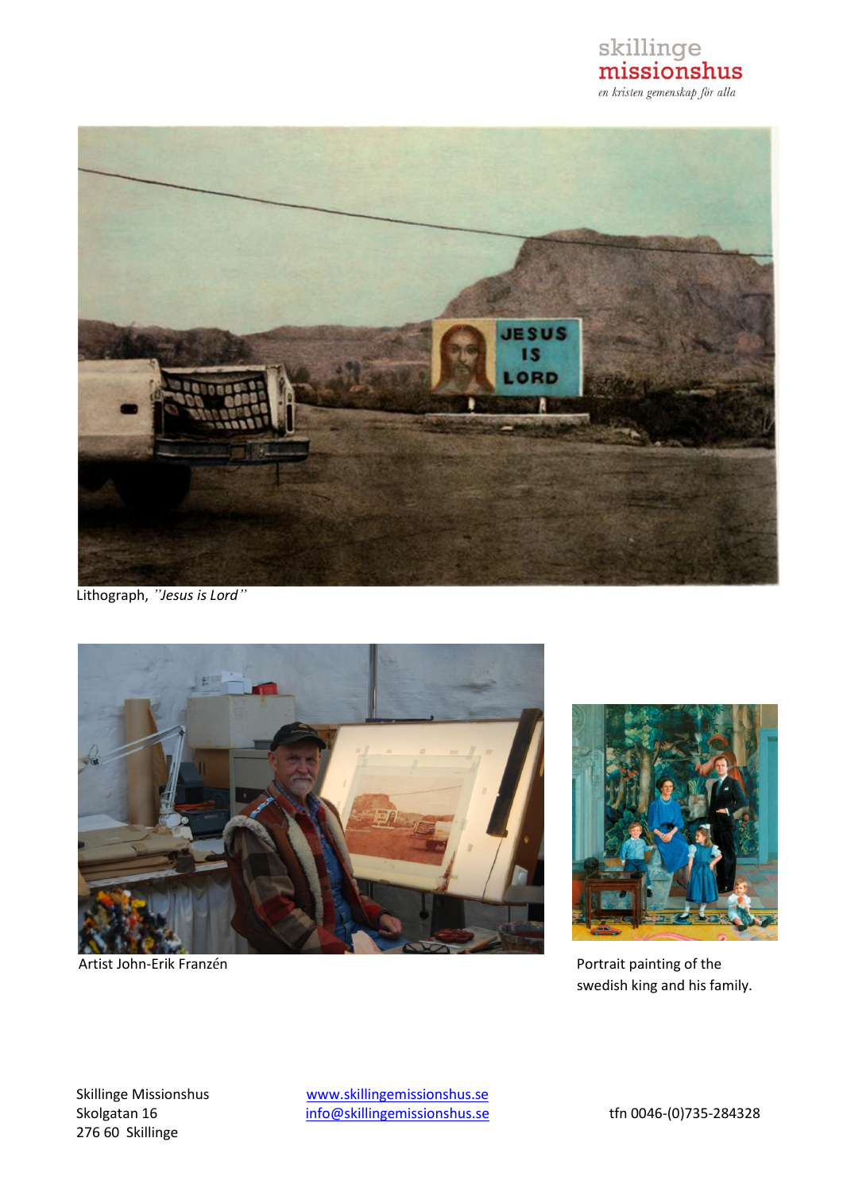skillinge
missionshus
*en kristen gemenskap för alla*

Lithograph, *"Jesus is Lord"*

Artist John-Erik Franzén

Portrait painting of the swedish king and his family.

Skillinge Missionshus
Skolgatan 16
276 60 Skillinge

www.skillingemissionshus.se
info@skillingemissionshus.se

tfn 0046-(0)735-284328